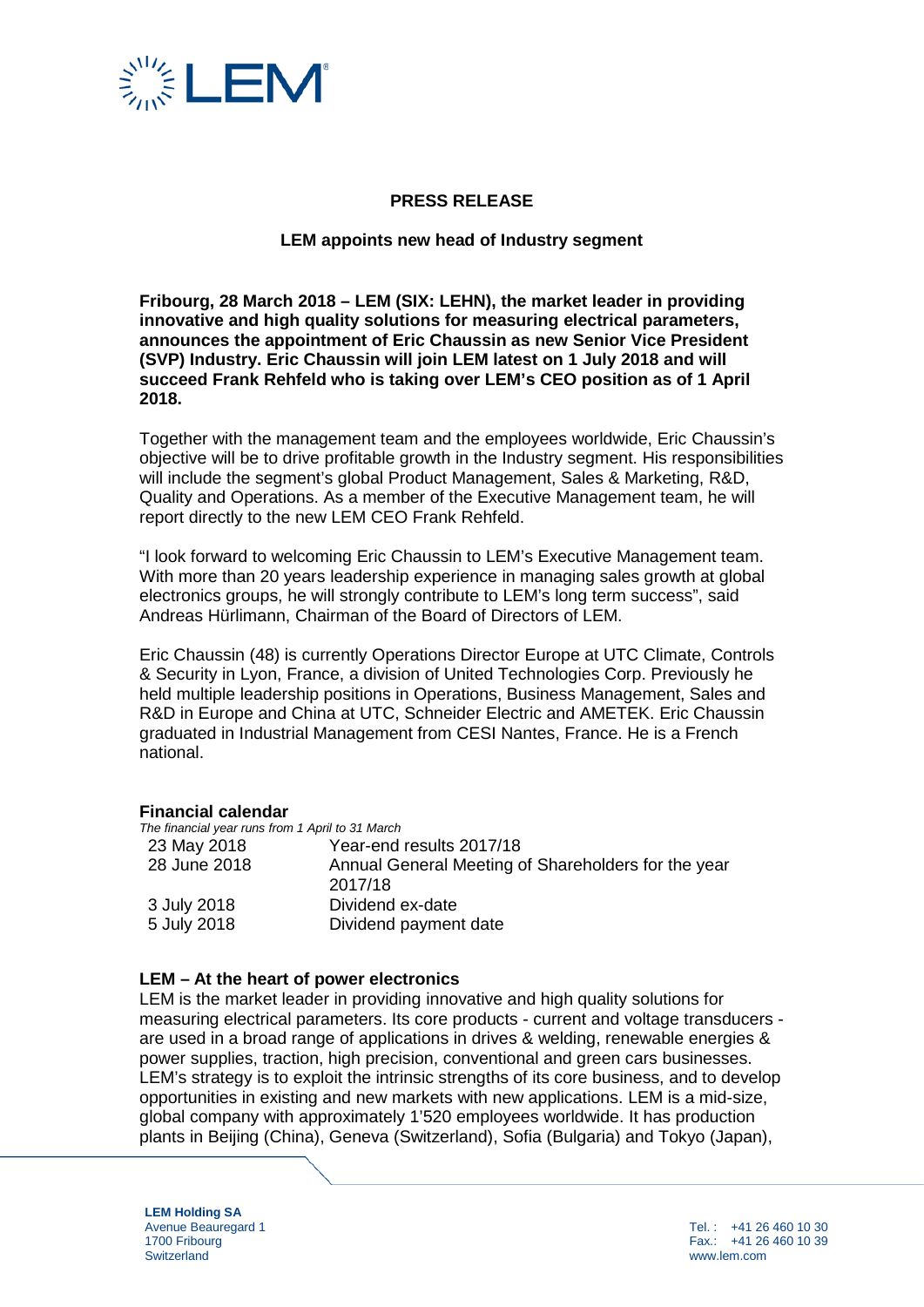**PRESS RELEASE**

**LEM appoints new head of Industry segment**

**Fribourg, 28 March 2018 – LEM (SIX: LEHN), the market leader in providing innovative and high quality solutions for measuring electrical parameters, announces the appointment of Eric Chaussin as new Senior Vice President (SVP) Industry. Eric Chaussin will join LEM latest on 1 July 2018 and will succeed Frank Rehfeld who is taking over LEM's CEO position as of 1 April 2018.**

Together with the management team and the employees worldwide, Eric Chaussin's objective will be to drive profitable growth in the Industry segment. His responsibilities will include the segment's global Product Management, Sales & Marketing, R&D, Quality and Operations. As a member of the Executive Management team, he will report directly to the new LEM CEO Frank Rehfeld.

"I look forward to welcoming Eric Chaussin to LEM's Executive Management team. With more than 20 years leadership experience in managing sales growth at global electronics groups, he will strongly contribute to LEM's long term success", said Andreas Hürlimann, Chairman of the Board of Directors of LEM.

Eric Chaussin (48) is currently Operations Director Europe at UTC Climate, Controls & Security in Lyon, France, a division of United Technologies Corp. Previously he held multiple leadership positions in Operations, Business Management, Sales and R&D in Europe and China at UTC, Schneider Electric and AMETEK. Eric Chaussin graduated in Industrial Management from CESI Nantes, France. He is a French national.

**Financial calendar**

*The financial year runs from 1 April to 31 March*

| | |
|---|---|
| 23 May 2018 | Year-end results 2017/18 |
| 28 June 2018 | Annual General Meeting of Shareholders for the year 2017/18 |
| 3 July 2018 | Dividend ex-date |
| 5 July 2018 | Dividend payment date |

**LEM – At the heart of power electronics**

LEM is the market leader in providing innovative and high quality solutions for measuring electrical parameters. Its core products - current and voltage transducers - are used in a broad range of applications in drives & welding, renewable energies & power supplies, traction, high precision, conventional and green cars businesses. LEM's strategy is to exploit the intrinsic strengths of its core business, and to develop opportunities in existing and new markets with new applications. LEM is a mid-size, global company with approximately 1'520 employees worldwide. It has production plants in Beijing (China), Geneva (Switzerland), Sofia (Bulgaria) and Tokyo (Japan),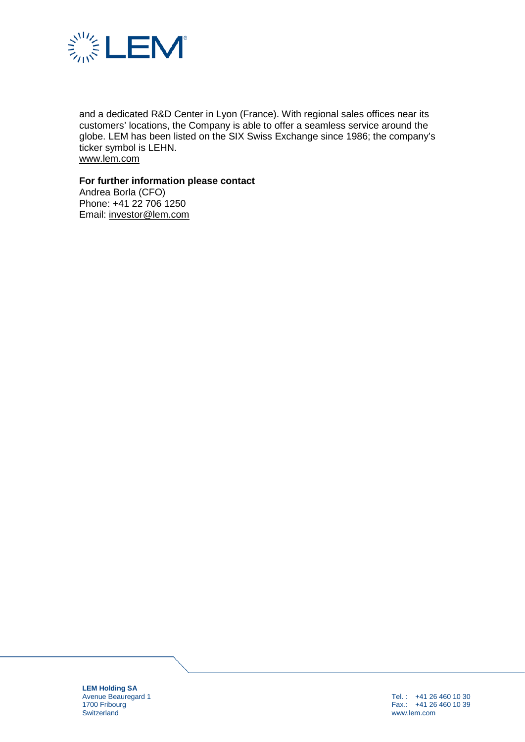and a dedicated R&D Center in Lyon (France). With regional sales offices near its customers' locations, the Company is able to offer a seamless service around the globe. LEM has been listed on the SIX Swiss Exchange since 1986; the company's ticker symbol is LEHN.
www.lem.com

**For further information please contact**
Andrea Borla (CFO)
Phone: +41 22 706 1250
Email: investor@lem.com

**LEM Holding SA**
Avenue Beauregard 1
1700 Fribourg
Switzerland

Tel. : +41 26 460 10 30
Fax.: +41 26 460 10 39
www.lem.com